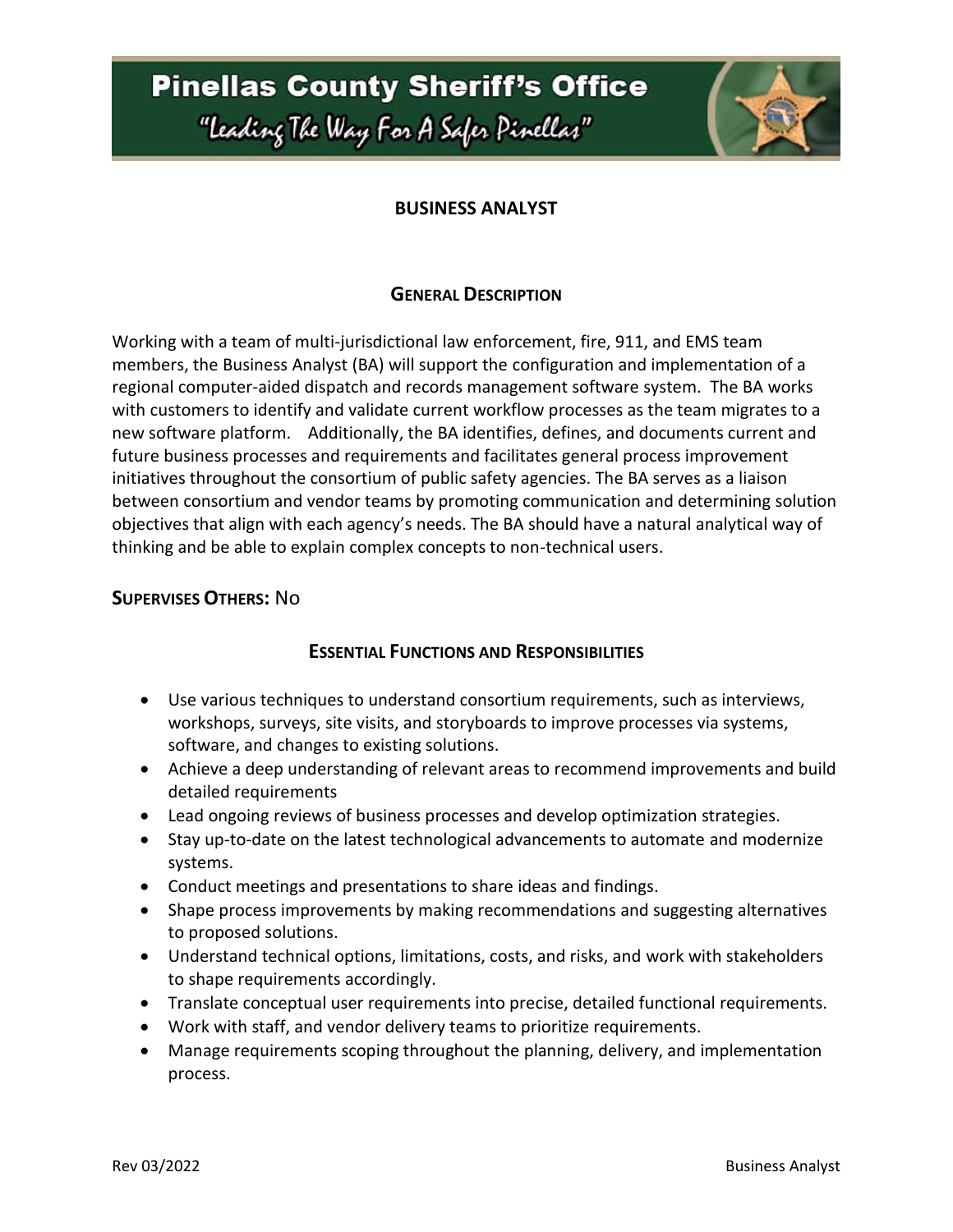# Pinellas County Sheriff's Office

"Leading The Way For A Safer Pinellas"

## BUSINESS ANALYST

### General Description

Working with a team of multi-jurisdictional law enforcement, fire, 911, and EMS team members, the Business Analyst (BA) will support the configuration and implementation of a regional computer-aided dispatch and records management software system. The BA works with customers to identify and validate current workflow processes as the team migrates to a new software platform. Additionally, the BA identifies, defines, and documents current and future business processes and requirements and facilitates general process improvement initiatives throughout the consortium of public safety agencies. The BA serves as a liaison between consortium and vendor teams by promoting communication and determining solution objectives that align with each agency's needs. The BA should have a natural analytical way of thinking and be able to explain complex concepts to non-technical users.

**Supervises Others:** No

### Essential Functions and Responsibilities

- Use various techniques to understand consortium requirements, such as interviews, workshops, surveys, site visits, and storyboards to improve processes via systems, software, and changes to existing solutions.
- Achieve a deep understanding of relevant areas to recommend improvements and build detailed requirements
- Lead ongoing reviews of business processes and develop optimization strategies.
- Stay up-to-date on the latest technological advancements to automate and modernize systems.
- Conduct meetings and presentations to share ideas and findings.
- Shape process improvements by making recommendations and suggesting alternatives to proposed solutions.
- Understand technical options, limitations, costs, and risks, and work with stakeholders to shape requirements accordingly.
- Translate conceptual user requirements into precise, detailed functional requirements.
- Work with staff, and vendor delivery teams to prioritize requirements.
- Manage requirements scoping throughout the planning, delivery, and implementation process.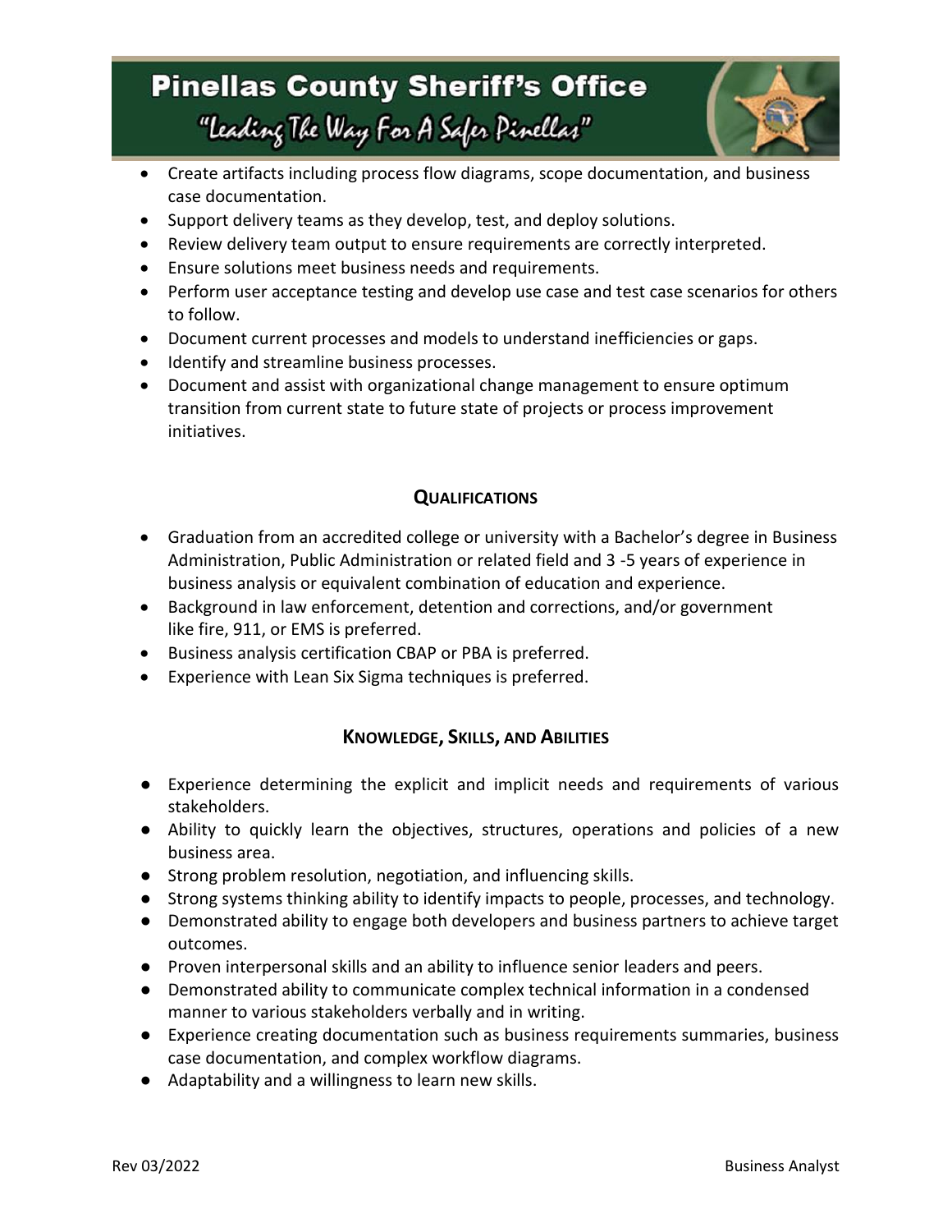- Create artifacts including process flow diagrams, scope documentation, and business case documentation.
- Support delivery teams as they develop, test, and deploy solutions.
- Review delivery team output to ensure requirements are correctly interpreted.
- Ensure solutions meet business needs and requirements.
- Perform user acceptance testing and develop use case and test case scenarios for others to follow.
- Document current processes and models to understand inefficiencies or gaps.
- Identify and streamline business processes.
- Document and assist with organizational change management to ensure optimum transition from current state to future state of projects or process improvement initiatives.

## QUALIFICATIONS

- Graduation from an accredited college or university with a Bachelor's degree in Business Administration, Public Administration or related field and 3 -5 years of experience in business analysis or equivalent combination of education and experience.
- Background in law enforcement, detention and corrections, and/or government like fire, 911, or EMS is preferred.
- Business analysis certification CBAP or PBA is preferred.
- Experience with Lean Six Sigma techniques is preferred.

## KNOWLEDGE, SKILLS, AND ABILITIES

- Experience determining the explicit and implicit needs and requirements of various stakeholders.
- Ability to quickly learn the objectives, structures, operations and policies of a new business area.
- Strong problem resolution, negotiation, and influencing skills.
- Strong systems thinking ability to identify impacts to people, processes, and technology.
- Demonstrated ability to engage both developers and business partners to achieve target outcomes.
- Proven interpersonal skills and an ability to influence senior leaders and peers.
- Demonstrated ability to communicate complex technical information in a condensed manner to various stakeholders verbally and in writing.
- Experience creating documentation such as business requirements summaries, business case documentation, and complex workflow diagrams.
- Adaptability and a willingness to learn new skills.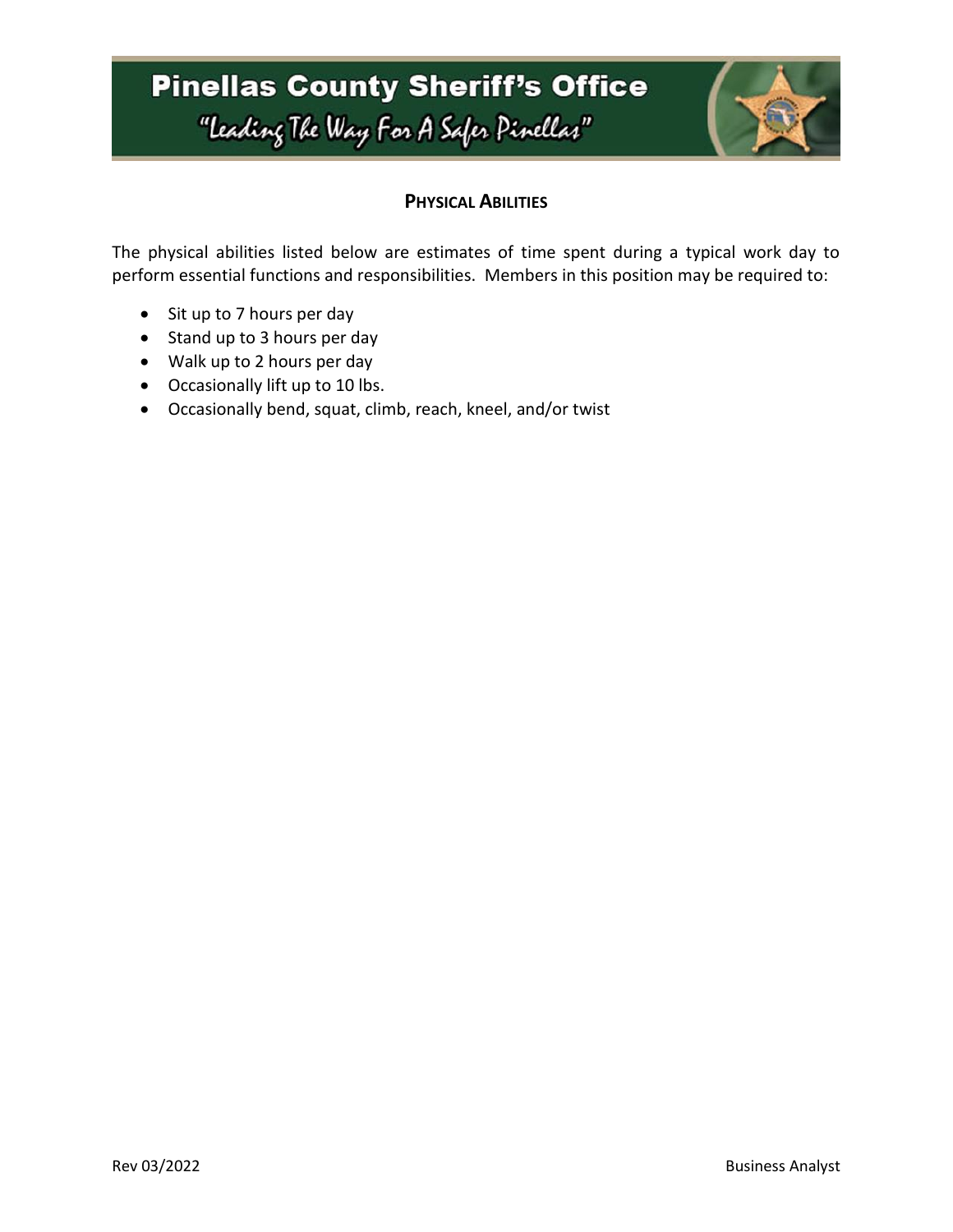## Physical Abilities

The physical abilities listed below are estimates of time spent during a typical work day to perform essential functions and responsibilities. Members in this position may be required to:

- Sit up to 7 hours per day
- Stand up to 3 hours per day
- Walk up to 2 hours per day
- Occasionally lift up to 10 lbs.
- Occasionally bend, squat, climb, reach, kneel, and/or twist